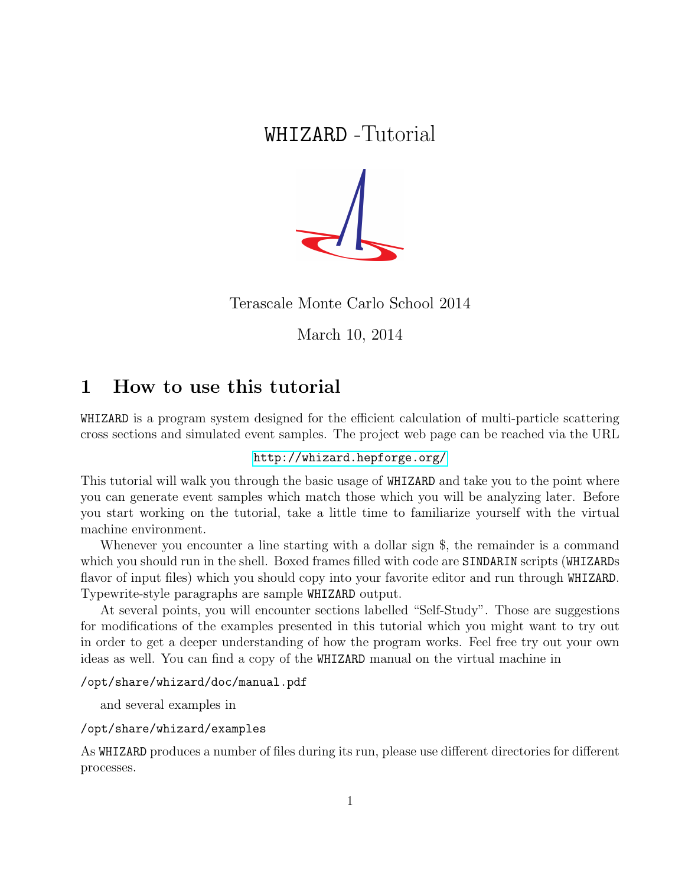# WHIZARD -Tutorial

Terascale Monte Carlo School 2014

March 10, 2014

## 1 How to use this tutorial

WHIZARD is a program system designed for the efficient calculation of multi-particle scattering cross sections and simulated event samples. The project web page can be reached via the URL

http://whizard.hepforge.org/

This tutorial will walk you through the basic usage of WHIZARD and take you to the point where you can generate event samples which match those which you will be analyzing later. Before you start working on the tutorial, take a little time to familiarize yourself with the virtual machine environment.

Whenever you encounter a line starting with a dollar sign $, the remainder is a command which you should run in the shell. Boxed frames filled with code are SINDARIN scripts (WHIZARDs flavor of input files) which you should copy into your favorite editor and run through WHIZARD. Typewrite-style paragraphs are sample WHIZARD output.

At several points, you will encounter sections labelled "Self-Study". Those are suggestions for modifications of the examples presented in this tutorial which you might want to try out in order to get a deeper understanding of how the program works. Feel free try out your own ideas as well. You can find a copy of the WHIZARD manual on the virtual machine in

/opt/share/whizard/doc/manual.pdf

and several examples in

/opt/share/whizard/examples

As WHIZARD produces a number of files during its run, please use different directories for different processes.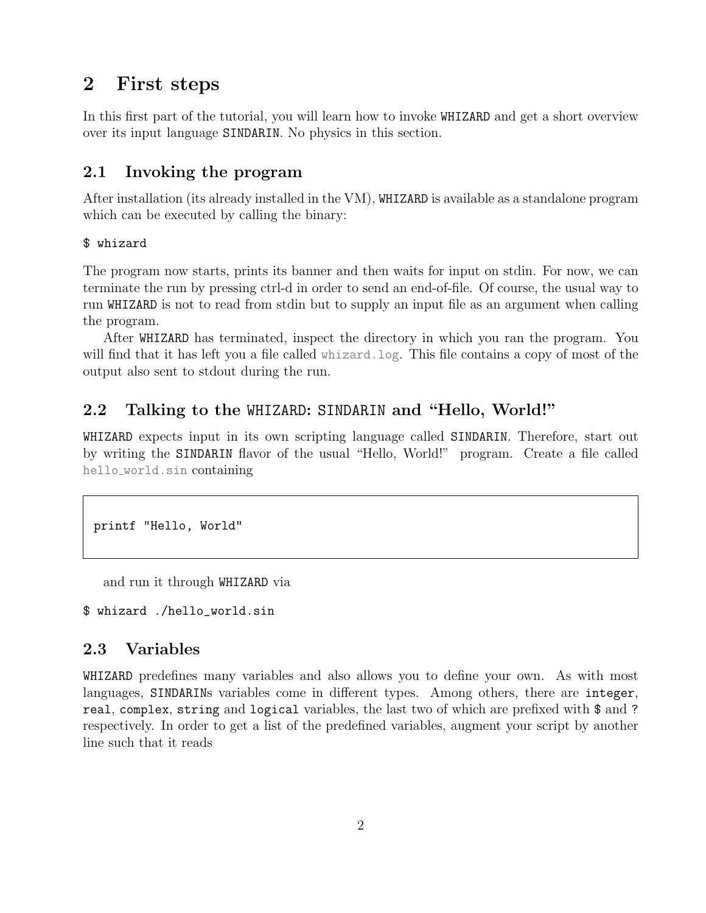# 2 First steps

In this first part of the tutorial, you will learn how to invoke WHIZARD and get a short overview over its input language SINDARIN. No physics in this section.

## 2.1 Invoking the program

After installation (its already installed in the VM), WHIZARD is available as a standalone program which can be executed by calling the binary:

```
$ whizard
```

The program now starts, prints its banner and then waits for input on stdin. For now, we can terminate the run by pressing ctrl-d in order to send an end-of-file. Of course, the usual way to run WHIZARD is not to read from stdin but to supply an input file as an argument when calling the program.

After WHIZARD has terminated, inspect the directory in which you ran the program. You will find that it has left you a file called whizard.log. This file contains a copy of most of the output also sent to stdout during the run.

## 2.2 Talking to the WHIZARD: SINDARIN and "Hello, World!"

WHIZARD expects input in its own scripting language called SINDARIN. Therefore, start out by writing the SINDARIN flavor of the usual "Hello, World!" program. Create a file called hello_world.sin containing

```
printf "Hello, World"
```

and run it through WHIZARD via

```
$ whizard ./hello_world.sin
```

## 2.3 Variables

WHIZARD predefines many variables and also allows you to define your own. As with most languages, SINDARINs variables come in different types. Among others, there are integer, real, complex, string and logical variables, the last two of which are prefixed with $ and ? respectively. In order to get a list of the predefined variables, augment your script by another line such that it reads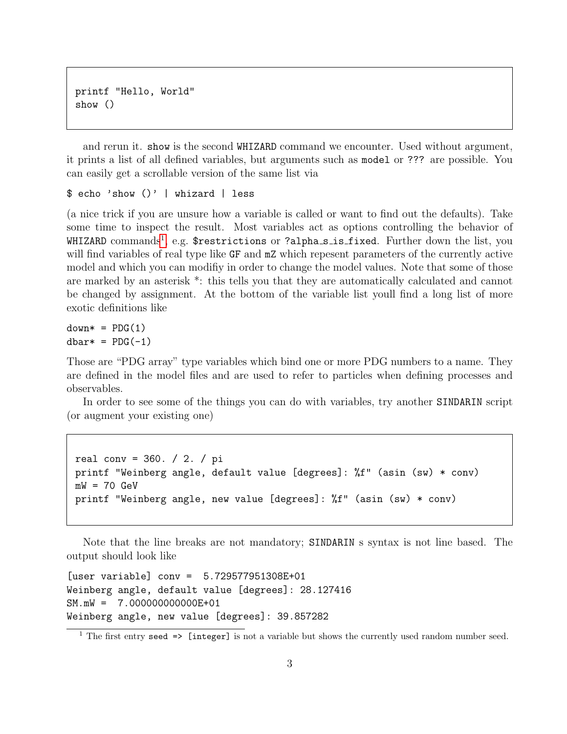```
printf "Hello, World"
show ()
```

and rerun it. `show` is the second WHIZARD command we encounter. Used without argument, it prints a list of all defined variables, but arguments such as `model` or `???` are possible. You can easily get a scrollable version of the same list via

```
$ echo 'show ()' | whizard | less
```

(a nice trick if you are unsure how a variable is called or want to find out the defaults). Take some time to inspect the result. Most variables act as options controlling the behavior of WHIZARD commands[1], e.g. `$restrictions` or `?alpha_s_is_fixed`. Further down the list, you will find variables of real type like `GF` and `mZ` which repesent parameters of the currently active model and which you can modifiy in order to change the model values. Note that some of those are marked by an asterisk *: this tells you that they are automatically calculated and cannot be changed by assignment. At the bottom of the variable list youll find a long list of more exotic definitions like

```
down* = PDG(1)
dbar* = PDG(-1)
```

Those are "PDG array" type variables which bind one or more PDG numbers to a name. They are defined in the model files and are used to refer to particles when defining processes and observables.

In order to see some of the things you can do with variables, try another SINDARIN script (or augment your existing one)

```
real conv = 360. / 2. / pi
printf "Weinberg angle, default value [degrees]: %f" (asin (sw) * conv)
mW = 70 GeV
printf "Weinberg angle, new value [degrees]: %f" (asin (sw) * conv)
```

Note that the line breaks are not mandatory; SINDARIN s syntax is not line based. The output should look like

```
[user variable] conv =  5.729577951308E+01
Weinberg angle, default value [degrees]: 28.127416
SM.mW =  7.000000000000E+01
Weinberg angle, new value [degrees]: 39.857282
```

[1] The first entry `seed => [integer]` is not a variable but shows the currently used random number seed.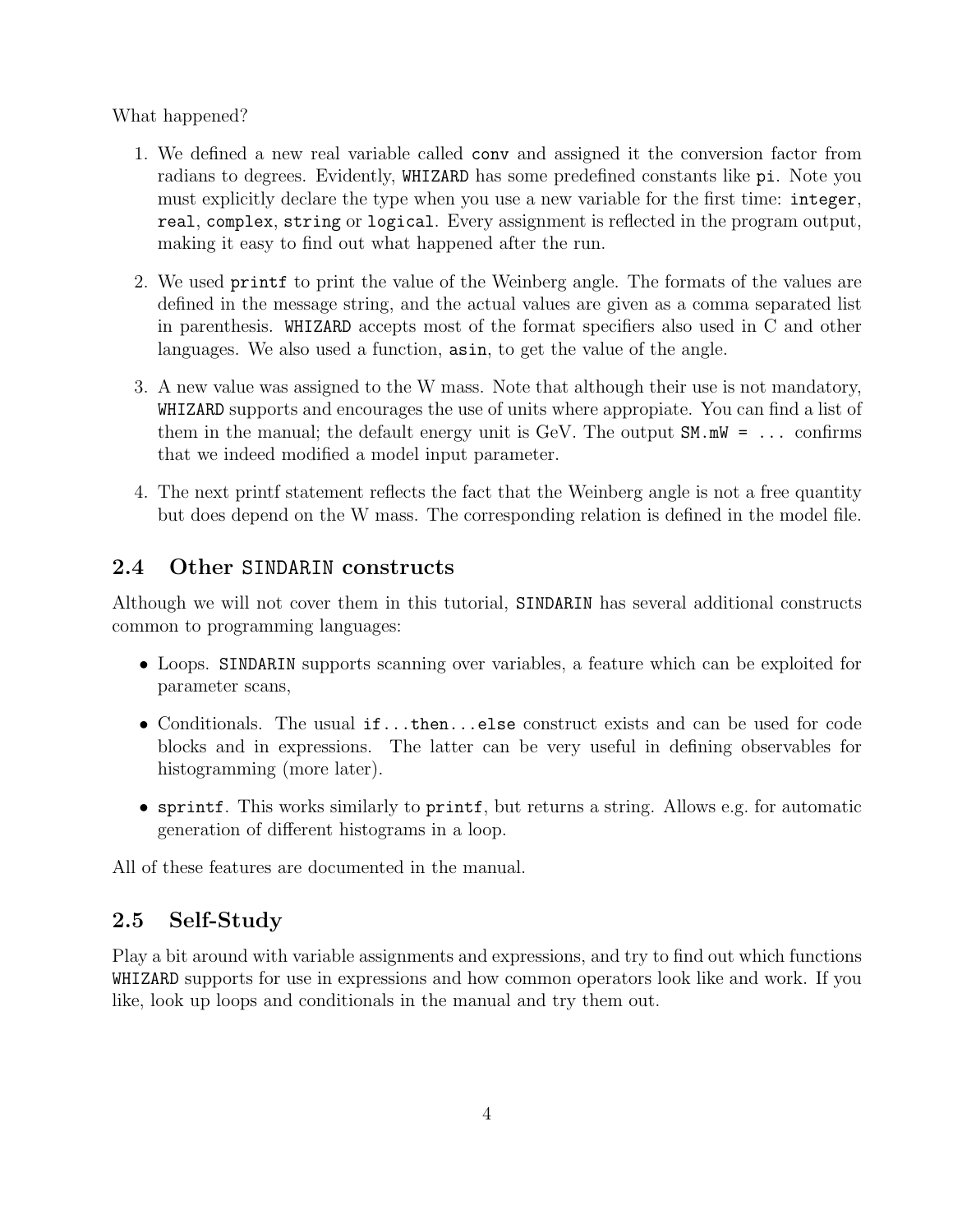What happened?

1. We defined a new real variable called `conv` and assigned it the conversion factor from radians to degrees. Evidently, WHIZARD has some predefined constants like `pi`. Note you must explicitly declare the type when you use a new variable for the first time: `integer`, `real`, `complex`, `string` or `logical`. Every assignment is reflected in the program output, making it easy to find out what happened after the run.

2. We used `printf` to print the value of the Weinberg angle. The formats of the values are defined in the message string, and the actual values are given as a comma separated list in parenthesis. WHIZARD accepts most of the format specifiers also used in C and other languages. We also used a function, `asin`, to get the value of the angle.

3. A new value was assigned to the W mass. Note that although their use is not mandatory, WHIZARD supports and encourages the use of units where appropiate. You can find a list of them in the manual; the default energy unit is GeV. The output `SM.mW = ...` confirms that we indeed modified a model input parameter.

4. The next printf statement reflects the fact that the Weinberg angle is not a free quantity but does depend on the W mass. The corresponding relation is defined in the model file.

## 2.4 Other SINDARIN constructs

Although we will not cover them in this tutorial, SINDARIN has several additional constructs common to programming languages:

- Loops. SINDARIN supports scanning over variables, a feature which can be exploited for parameter scans,
- Conditionals. The usual `if...then...else` construct exists and can be used for code blocks and in expressions. The latter can be very useful in defining observables for histogramming (more later).
- `sprintf`. This works similarly to `printf`, but returns a string. Allows e.g. for automatic generation of different histograms in a loop.

All of these features are documented in the manual.

## 2.5 Self-Study

Play a bit around with variable assignments and expressions, and try to find out which functions WHIZARD supports for use in expressions and how common operators look like and work. If you like, look up loops and conditionals in the manual and try them out.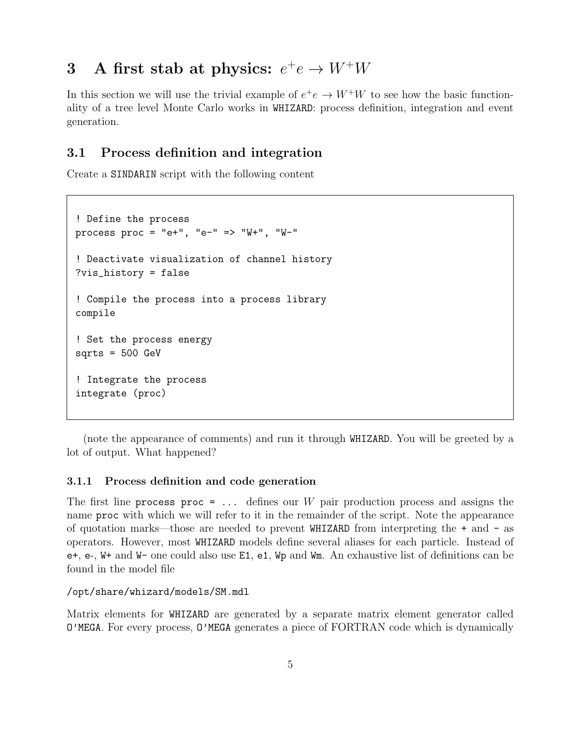# 3 A first stab at physics: $e^+e \to W^+W$

In this section we will use the trivial example of $e^+e \to W^+W$ to see how the basic functionality of a tree level Monte Carlo works in WHIZARD: process definition, integration and event generation.

## 3.1 Process definition and integration

Create a SINDARIN script with the following content

```
! Define the process
process proc = "e+", "e-" => "W+", "W-"

! Deactivate visualization of channel history
?vis_history = false

! Compile the process into a process library
compile

! Set the process energy
sqrts = 500 GeV

! Integrate the process
integrate (proc)
```

(note the appearance of comments) and run it through WHIZARD. You will be greeted by a lot of output. What happened?

### 3.1.1 Process definition and code generation

The first line `process proc = ...` defines our $W$ pair production process and assigns the name `proc` with which we will refer to it in the remainder of the script. Note the appearance of quotation marks—those are needed to prevent WHIZARD from interpreting the `+` and `-` as operators. However, most WHIZARD models define several aliases for each particle. Instead of `e+`, `e-`, `W+` and `W-` one could also use `E1`, `e1`, `Wp` and `Wm`. An exhaustive list of definitions can be found in the model file

`/opt/share/whizard/models/SM.mdl`

Matrix elements for WHIZARD are generated by a separate matrix element generator called O'MEGA. For every process, O'MEGA generates a piece of FORTRAN code which is dynamically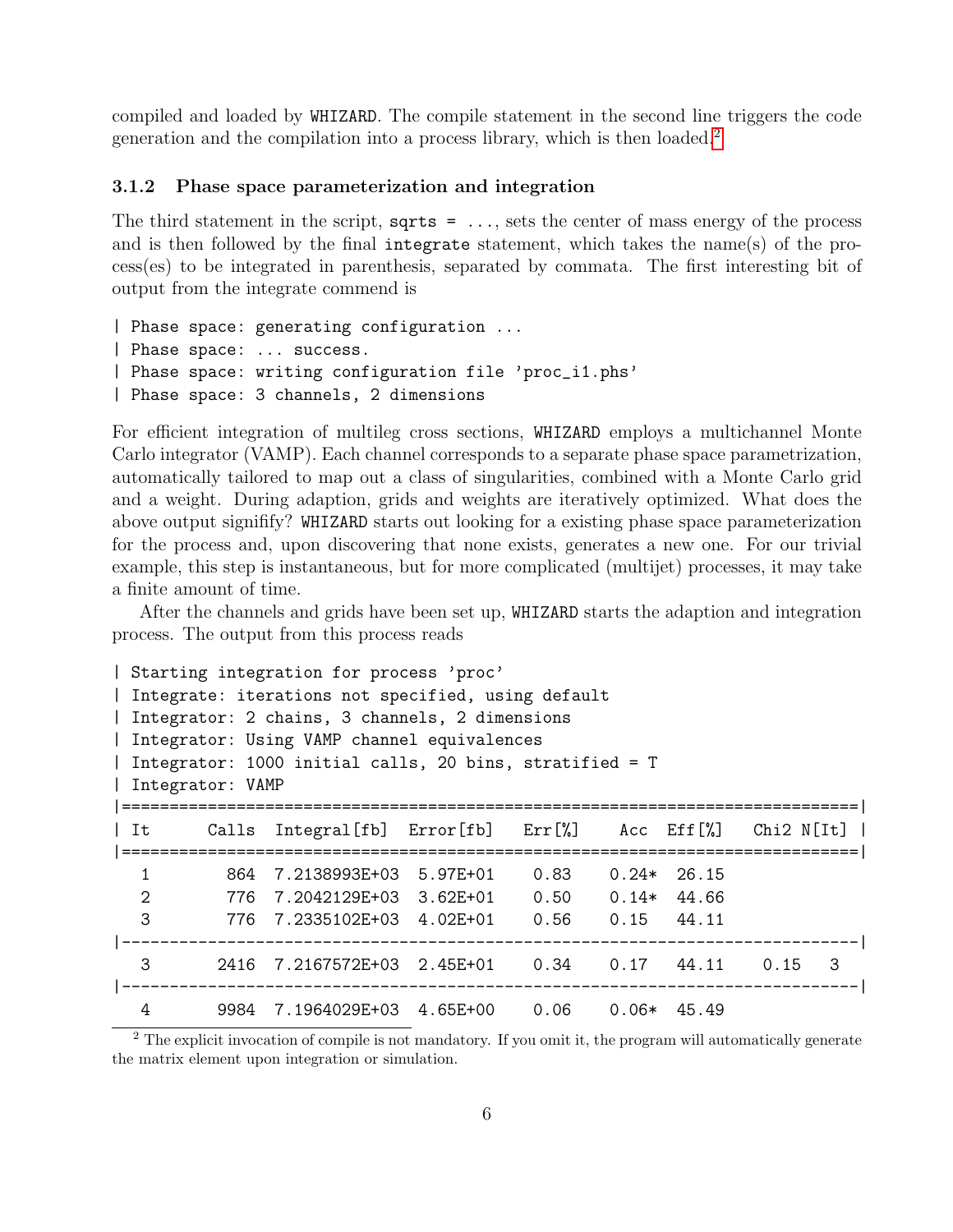compiled and loaded by WHIZARD. The compile statement in the second line triggers the code generation and the compilation into a process library, which is then loaded.[2]

### 3.1.2 Phase space parameterization and integration

The third statement in the script, `sqrts = ...`, sets the center of mass energy of the process and is then followed by the final `integrate` statement, which takes the name(s) of the process(es) to be integrated in parenthesis, separated by commata. The first interesting bit of output from the integrate commend is

```
| Phase space: generating configuration ...
| Phase space: ... success.
| Phase space: writing configuration file 'proc_i1.phs'
| Phase space: 3 channels, 2 dimensions
```

For efficient integration of multileg cross sections, WHIZARD employs a multichannel Monte Carlo integrator (VAMP). Each channel corresponds to a separate phase space parametrization, automatically tailored to map out a class of singularities, combined with a Monte Carlo grid and a weight. During adaption, grids and weights are iteratively optimized. What does the above output signifify? WHIZARD starts out looking for a existing phase space parameterization for the process and, upon discovering that none exists, generates a new one. For our trivial example, this step is instantaneous, but for more complicated (multijet) processes, it may take a finite amount of time.

After the channels and grids have been set up, WHIZARD starts the adaption and integration process. The output from this process reads

```
| Starting integration for process 'proc'
| Integrate: iterations not specified, using default
| Integrator: 2 chains, 3 channels, 2 dimensions
| Integrator: Using VAMP channel equivalences
| Integrator: 1000 initial calls, 20 bins, stratified = T
| Integrator: VAMP
|=============================================================================|
| It      Calls  Integral[fb]  Error[fb]   Err[%]    Acc  Eff[%]   Chi2 N[It] |
|=============================================================================|
   1        864  7.2138993E+03  5.97E+01    0.83    0.24*  26.15
   2        776  7.2042129E+03  3.62E+01    0.50    0.14*  44.66
   3        776  7.2335102E+03  4.02E+01    0.56    0.15   44.11
|-----------------------------------------------------------------------------|
   3       2416  7.2167572E+03  2.45E+01    0.34    0.17   44.11    0.15   3
|-----------------------------------------------------------------------------|
   4       9984  7.1964029E+03  4.65E+00    0.06    0.06*  45.49
```

[2] The explicit invocation of compile is not mandatory. If you omit it, the program will automatically generate the matrix element upon integration or simulation.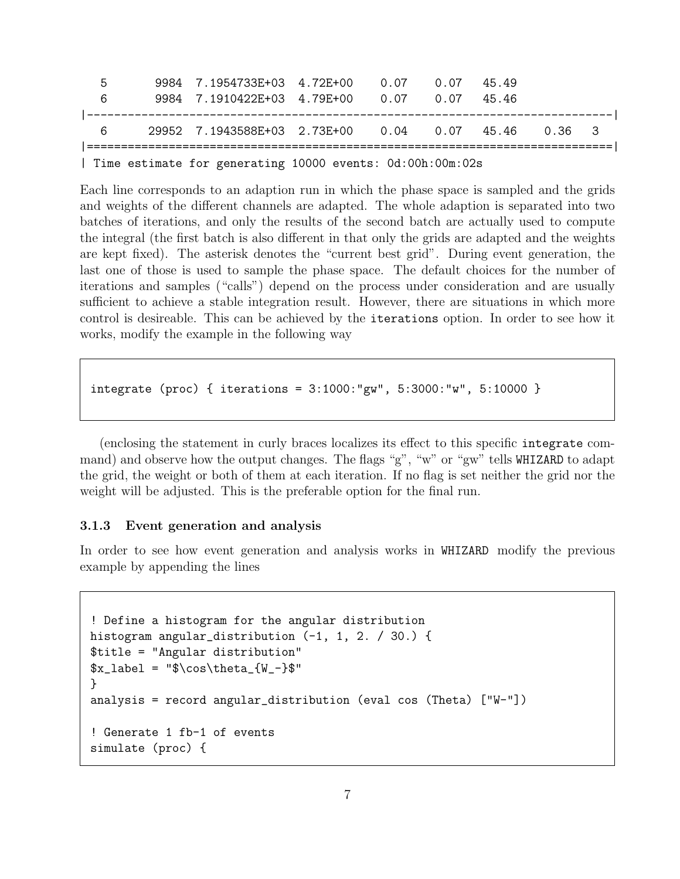```
  5       9984  7.1954733E+03  4.72E+00    0.07    0.07   45.49
  6       9984  7.1910422E+03  4.79E+00    0.07    0.07   45.46
|-----------------------------------------------------------------------------|
  6      29952  7.1943588E+03  2.73E+00    0.04    0.07   45.46    0.36   3
|=============================================================================|
| Time estimate for generating 10000 events: 0d:00h:00m:02s
```

Each line corresponds to an adaption run in which the phase space is sampled and the grids and weights of the different channels are adapted. The whole adaption is separated into two batches of iterations, and only the results of the second batch are actually used to compute the integral (the first batch is also different in that only the grids are adapted and the weights are kept fixed). The asterisk denotes the "current best grid". During event generation, the last one of those is used to sample the phase space. The default choices for the number of iterations and samples ("calls") depend on the process under consideration and are usually sufficient to achieve a stable integration result. However, there are situations in which more control is desireable. This can be achieved by the `iterations` option. In order to see how it works, modify the example in the following way

```
integrate (proc) { iterations = 3:1000:"gw", 5:3000:"w", 5:10000 }
```

(enclosing the statement in curly braces localizes its effect to this specific `integrate` command) and observe how the output changes. The flags "g", "w" or "gw" tells WHIZARD to adapt the grid, the weight or both of them at each iteration. If no flag is set neither the grid nor the weight will be adjusted. This is the preferable option for the final run.

### 3.1.3 Event generation and analysis

In order to see how event generation and analysis works in WHIZARD modify the previous example by appending the lines

```
! Define a histogram for the angular distribution
histogram angular_distribution (-1, 1, 2. / 30.) {
$title = "Angular distribution"
$x_label = "$\cos\theta_{W_-}$"
}
analysis = record angular_distribution (eval cos (Theta) ["W-"])

! Generate 1 fb-1 of events
simulate (proc) {
```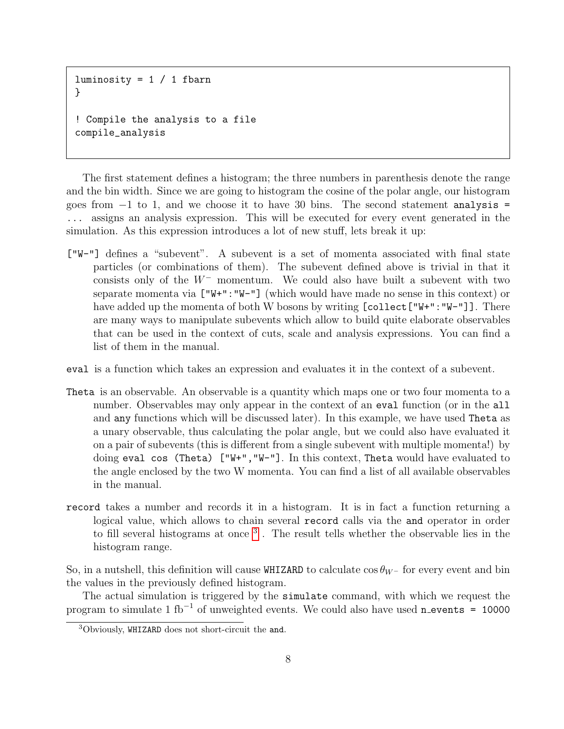```
luminosity = 1 / 1 fbarn
}

! Compile the analysis to a file
compile_analysis
```

The first statement defines a histogram; the three numbers in parenthesis denote the range and the bin width. Since we are going to histogram the cosine of the polar angle, our histogram goes from $-1$ to 1, and we choose it to have 30 bins. The second statement `analysis = ...` assigns an analysis expression. This will be executed for every event generated in the simulation. As this expression introduces a lot of new stuff, lets break it up:

`["W-"]` defines a "subevent". A subevent is a set of momenta associated with final state particles (or combinations of them). The subevent defined above is trivial in that it consists only of the $W^-$ momentum. We could also have built a subevent with two separate momenta via `["W+":"W-"]` (which would have made no sense in this context) or have added up the momenta of both W bosons by writing `[collect["W+":"W-"]]`. There are many ways to manipulate subevents which allow to build quite elaborate observables that can be used in the context of cuts, scale and analysis expressions. You can find a list of them in the manual.

`eval` is a function which takes an expression and evaluates it in the context of a subevent.

`Theta` is an observable. An observable is a quantity which maps one or two four momenta to a number. Observables may only appear in the context of an `eval` function (or in the `all` and `any` functions which will be discussed later). In this example, we have used `Theta` as a unary observable, thus calculating the polar angle, but we could also have evaluated it on a pair of subevents (this is different from a single subevent with multiple momenta!) by doing `eval cos (Theta) ["W+","W-"]`. In this context, `Theta` would have evaluated to the angle enclosed by the two W momenta. You can find a list of all available observables in the manual.

`record` takes a number and records it in a histogram. It is in fact a function returning a logical value, which allows to chain several `record` calls via the `and` operator in order to fill several histograms at once [3]. The result tells whether the observable lies in the histogram range.

So, in a nutshell, this definition will cause WHIZARD to calculate $\cos\theta_{W^-}$ for every event and bin the values in the previously defined histogram.

The actual simulation is triggered by the `simulate` command, with which we request the program to simulate 1 $\text{fb}^{-1}$ of unweighted events. We could also have used `n_events = 10000`

[3] Obviously, WHIZARD does not short-circuit the `and`.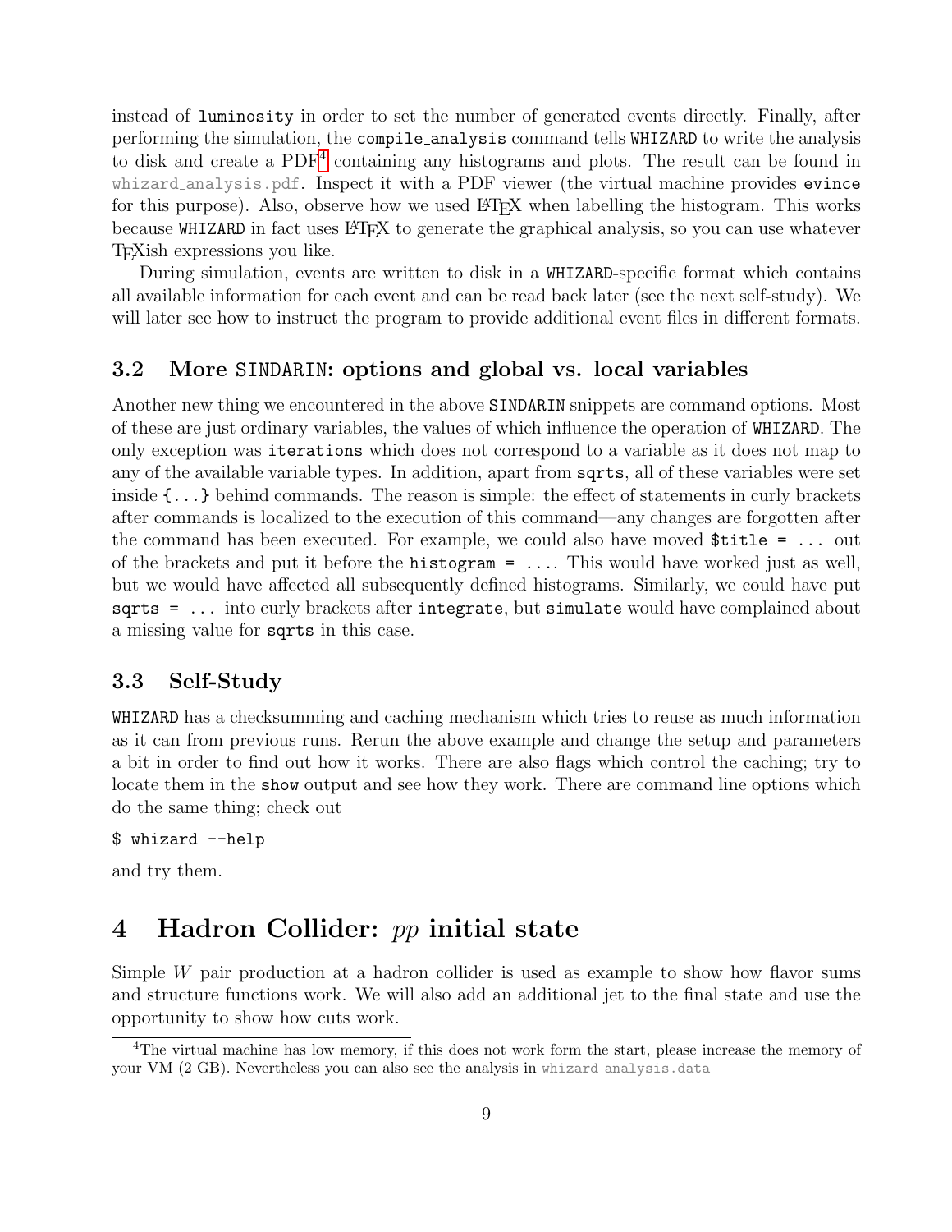instead of `luminosity` in order to set the number of generated events directly. Finally, after performing the simulation, the `compile_analysis` command tells `WHIZARD` to write the analysis to disk and create a PDF[4] containing any histograms and plots. The result can be found in `whizard_analysis.pdf`. Inspect it with a PDF viewer (the virtual machine provides `evince` for this purpose). Also, observe how we used LaTeX when labelling the histogram. This works because `WHIZARD` in fact uses LaTeX to generate the graphical analysis, so you can use whatever TeXish expressions you like.

During simulation, events are written to disk in a `WHIZARD`-specific format which contains all available information for each event and can be read back later (see the next self-study). We will later see how to instruct the program to provide additional event files in different formats.

## 3.2 More SINDARIN: options and global vs. local variables

Another new thing we encountered in the above `SINDARIN` snippets are command options. Most of these are just ordinary variables, the values of which influence the operation of `WHIZARD`. The only exception was `iterations` which does not correspond to a variable as it does not map to any of the available variable types. In addition, apart from `sqrts`, all of these variables were set inside `{...}` behind commands. The reason is simple: the effect of statements in curly brackets after commands is localized to the execution of this command—any changes are forgotten after the command has been executed. For example, we could also have moved `$title = ...` out of the brackets and put it before the `histogram = ...`. This would have worked just as well, but we would have affected all subsequently defined histograms. Similarly, we could have put `sqrts = ...` into curly brackets after `integrate`, but `simulate` would have complained about a missing value for `sqrts` in this case.

## 3.3 Self-Study

`WHIZARD` has a checksumming and caching mechanism which tries to reuse as much information as it can from previous runs. Rerun the above example and change the setup and parameters a bit in order to find out how it works. There are also flags which control the caching; try to locate them in the `show` output and see how they work. There are command line options which do the same thing; check out

```
$ whizard --help
```

and try them.

# 4 Hadron Collider: $pp$ initial state

Simple $W$ pair production at a hadron collider is used as example to show how flavor sums and structure functions work. We will also add an additional jet to the final state and use the opportunity to show how cuts work.

[4] The virtual machine has low memory, if this does not work form the start, please increase the memory of your VM (2 GB). Nevertheless you can also see the analysis in `whizard_analysis.data`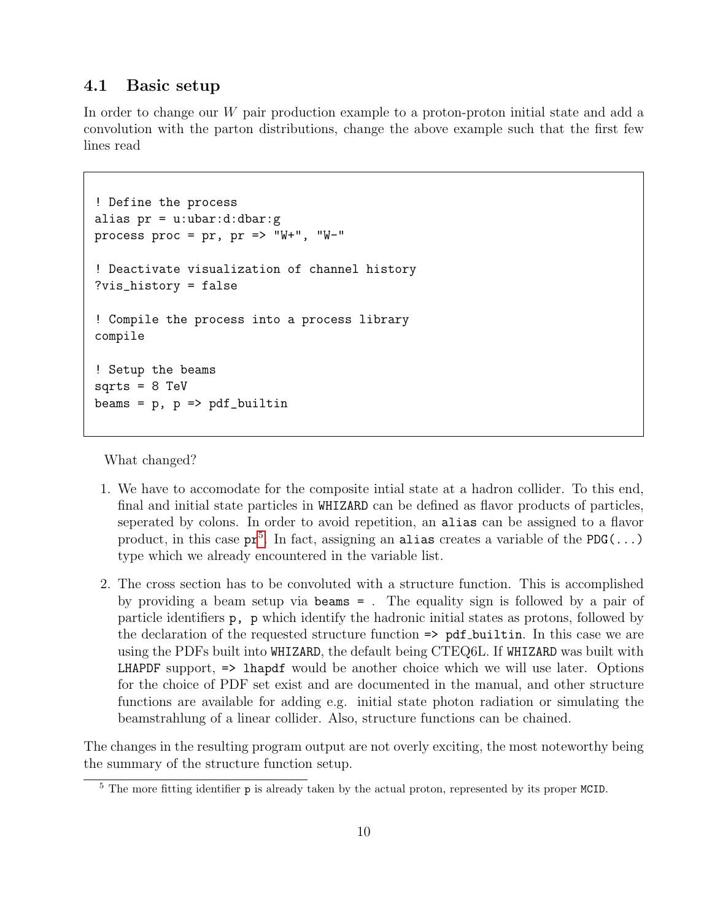### 4.1 Basic setup

In order to change our $W$ pair production example to a proton-proton initial state and add a convolution with the parton distributions, change the above example such that the first few lines read

```
! Define the process
alias pr = u:ubar:d:dbar:g
process proc = pr, pr => "W+", "W-"

! Deactivate visualization of channel history
?vis_history = false

! Compile the process into a process library
compile

! Setup the beams
sqrts = 8 TeV
beams = p, p => pdf_builtin
```

What changed?

1. We have to accomodate for the composite intial state at a hadron collider. To this end, final and initial state particles in `WHIZARD` can be defined as flavor products of particles, seperated by colons. In order to avoid repetition, an `alias` can be assigned to a flavor product, in this case `pr`[5]. In fact, assigning an `alias` creates a variable of the `PDG(...)` type which we already encountered in the variable list.

2. The cross section has to be convoluted with a structure function. This is accomplished by providing a beam setup via `beams =` . The equality sign is followed by a pair of particle identifiers `p, p` which identify the hadronic initial states as protons, followed by the declaration of the requested structure function `=> pdf_builtin`. In this case we are using the PDFs built into `WHIZARD`, the default being CTEQ6L. If `WHIZARD` was built with `LHAPDF` support, `=> lhapdf` would be another choice which we will use later. Options for the choice of PDF set exist and are documented in the manual, and other structure functions are available for adding e.g. initial state photon radiation or simulating the beamstrahlung of a linear collider. Also, structure functions can be chained.

The changes in the resulting program output are not overly exciting, the most noteworthy being the summary of the structure function setup.

[5] The more fitting identifier `p` is already taken by the actual proton, represented by its proper `MCID`.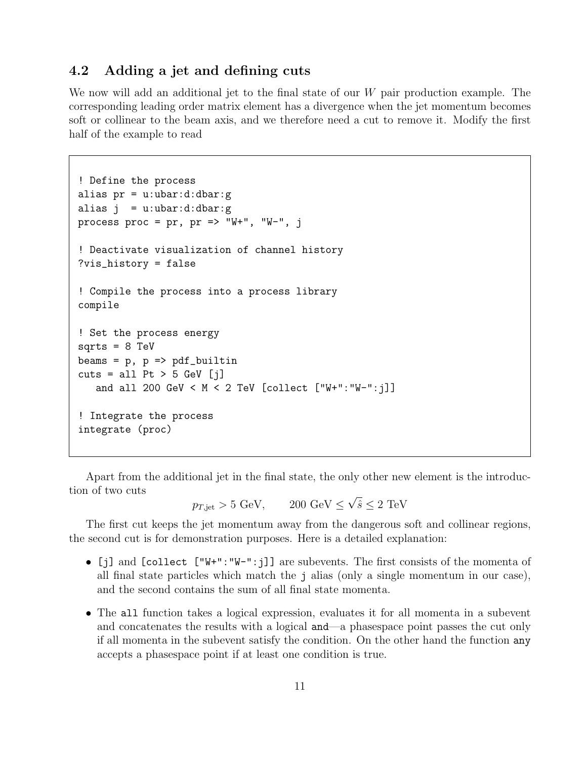## 4.2 Adding a jet and defining cuts

We now will add an additional jet to the final state of our $W$ pair production example. The corresponding leading order matrix element has a divergence when the jet momentum becomes soft or collinear to the beam axis, and we therefore need a cut to remove it. Modify the first half of the example to read

```
! Define the process
alias pr = u:ubar:d:dbar:g
alias j  = u:ubar:d:dbar:g
process proc = pr, pr => "W+", "W-", j

! Deactivate visualization of channel history
?vis_history = false

! Compile the process into a process library
compile

! Set the process energy
sqrts = 8 TeV
beams = p, p => pdf_builtin
cuts = all Pt > 5 GeV [j]
   and all 200 GeV < M < 2 TeV [collect ["W+":"W-":j]]

! Integrate the process
integrate (proc)
```

Apart from the additional jet in the final state, the only other new element is the introduction of two cuts

$$p_{T,\text{jet}} > 5 \text{ GeV}, \qquad 200 \text{ GeV} \leq \sqrt{\hat{s}} \leq 2 \text{ TeV}$$

The first cut keeps the jet momentum away from the dangerous soft and collinear regions, the second cut is for demonstration purposes. Here is a detailed explanation:

- `[j]` and `[collect ["W+":"W-":j]]` are subevents. The first consists of the momenta of all final state particles which match the `j` alias (only a single momentum in our case), and the second contains the sum of all final state momenta.
- The `all` function takes a logical expression, evaluates it for all momenta in a subevent and concatenates the results with a logical `and`—a phasespace point passes the cut only if all momenta in the subevent satisfy the condition. On the other hand the function `any` accepts a phasespace point if at least one condition is true.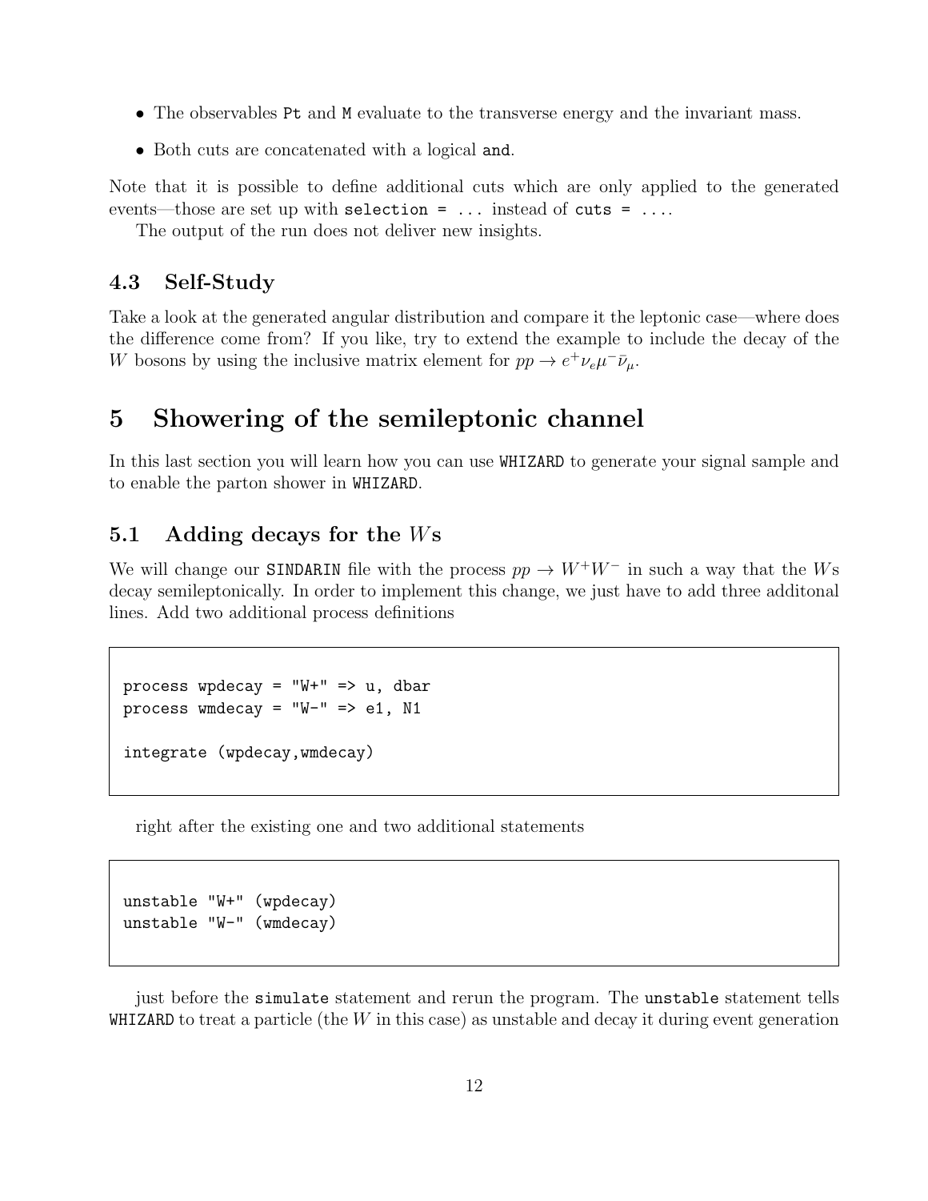- The observables `Pt` and `M` evaluate to the transverse energy and the invariant mass.
- Both cuts are concatenated with a logical `and`.

Note that it is possible to define additional cuts which are only applied to the generated events—those are set up with `selection = ...` instead of `cuts = ...`.

The output of the run does not deliver new insights.

### 4.3 Self-Study

Take a look at the generated angular distribution and compare it the leptonic case—where does the difference come from? If you like, try to extend the example to include the decay of the $W$ bosons by using the inclusive matrix element for $pp \to e^+\nu_e\mu^-\bar{\nu}_\mu$.

## 5 Showering of the semileptonic channel

In this last section you will learn how you can use `WHIZARD` to generate your signal sample and to enable the parton shower in `WHIZARD`.

### 5.1 Adding decays for the $W$s

We will change our `SINDARIN` file with the process $pp \to W^+W^-$ in such a way that the $W$s decay semileptonically. In order to implement this change, we just have to add three additonal lines. Add two additional process definitions

```
process wpdecay = "W+" => u, dbar
process wmdecay = "W-" => e1, N1

integrate (wpdecay,wmdecay)
```

right after the existing one and two additional statements

```
unstable "W+" (wpdecay)
unstable "W-" (wmdecay)
```

just before the `simulate` statement and rerun the program. The `unstable` statement tells `WHIZARD` to treat a particle (the $W$ in this case) as unstable and decay it during event generation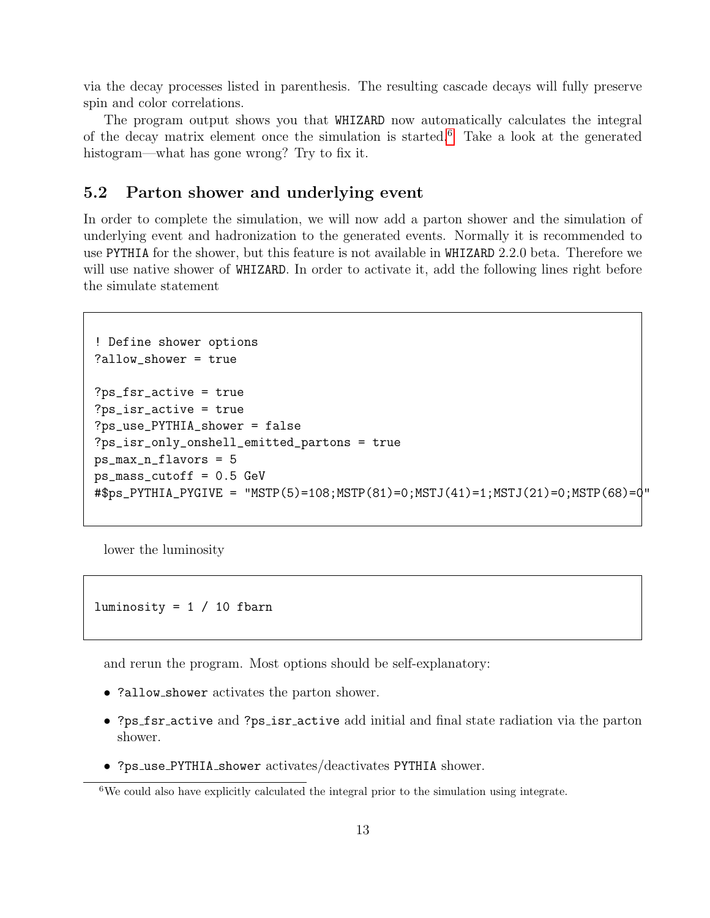via the decay processes listed in parenthesis. The resulting cascade decays will fully preserve spin and color correlations.

The program output shows you that WHIZARD now automatically calculates the integral of the decay matrix element once the simulation is started.[6] Take a look at the generated histogram—what has gone wrong? Try to fix it.

## 5.2 Parton shower and underlying event

In order to complete the simulation, we will now add a parton shower and the simulation of underlying event and hadronization to the generated events. Normally it is recommended to use PYTHIA for the shower, but this feature is not available in WHIZARD 2.2.0 beta. Therefore we will use native shower of WHIZARD. In order to activate it, add the following lines right before the simulate statement

```
! Define shower options
?allow_shower = true

?ps_fsr_active = true
?ps_isr_active = true
?ps_use_PYTHIA_shower = false
?ps_isr_only_onshell_emitted_partons = true
ps_max_n_flavors = 5
ps_mass_cutoff = 0.5 GeV
#$ps_PYTHIA_PYGIVE = "MSTP(5)=108;MSTP(81)=0;MSTJ(41)=1;MSTJ(21)=0;MSTP(68)=0"
```

lower the luminosity

```
luminosity = 1 / 10 fbarn
```

and rerun the program. Most options should be self-explanatory:

- ?allow_shower activates the parton shower.
- ?ps_fsr_active and ?ps_isr_active add initial and final state radiation via the parton shower.
- ?ps_use_PYTHIA_shower activates/deactivates PYTHIA shower.

[6] We could also have explicitly calculated the integral prior to the simulation using integrate.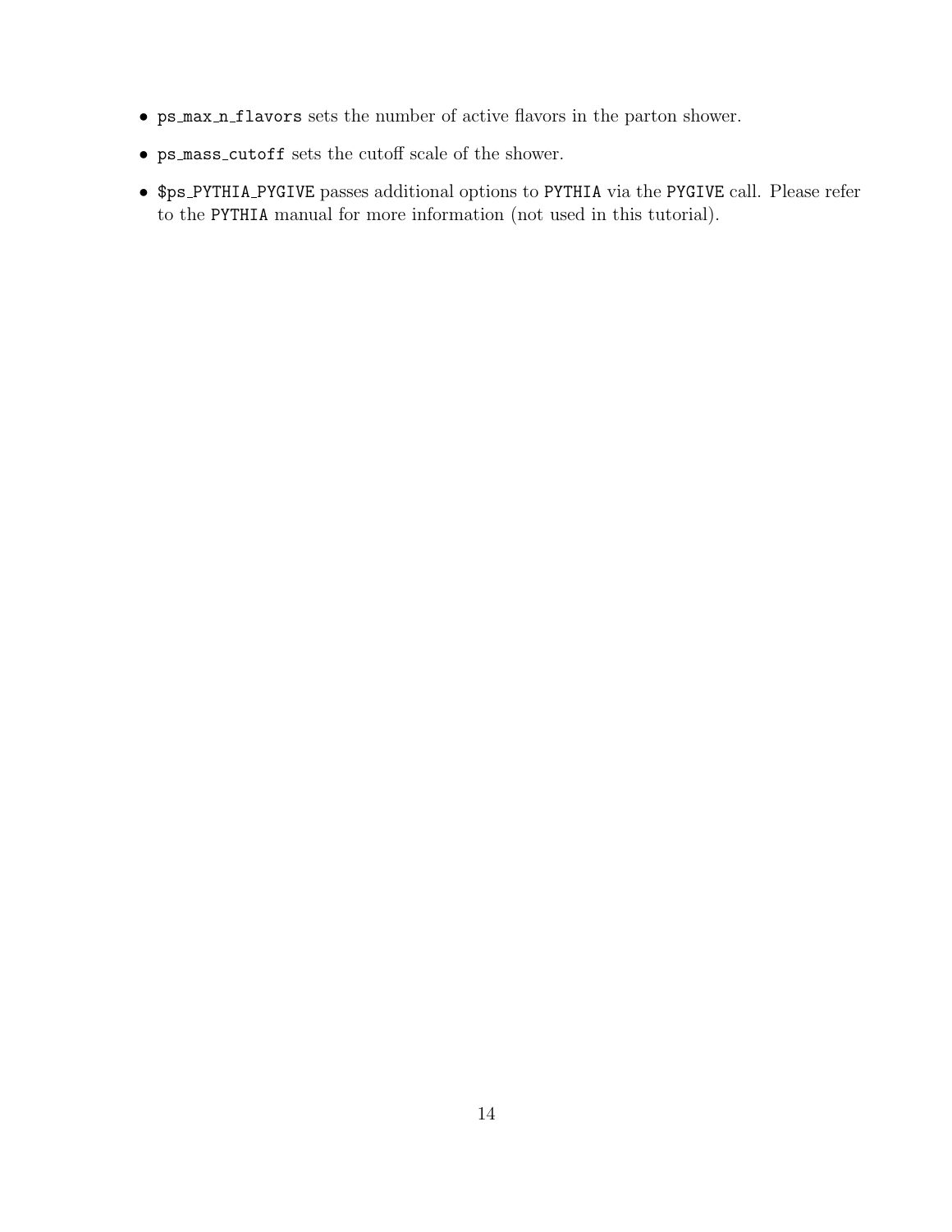- `ps_max_n_flavors` sets the number of active flavors in the parton shower.
- `ps_mass_cutoff` sets the cutoff scale of the shower.
- `$ps_PYTHIA_PYGIVE` passes additional options to `PYTHIA` via the `PYGIVE` call. Please refer to the `PYTHIA` manual for more information (not used in this tutorial).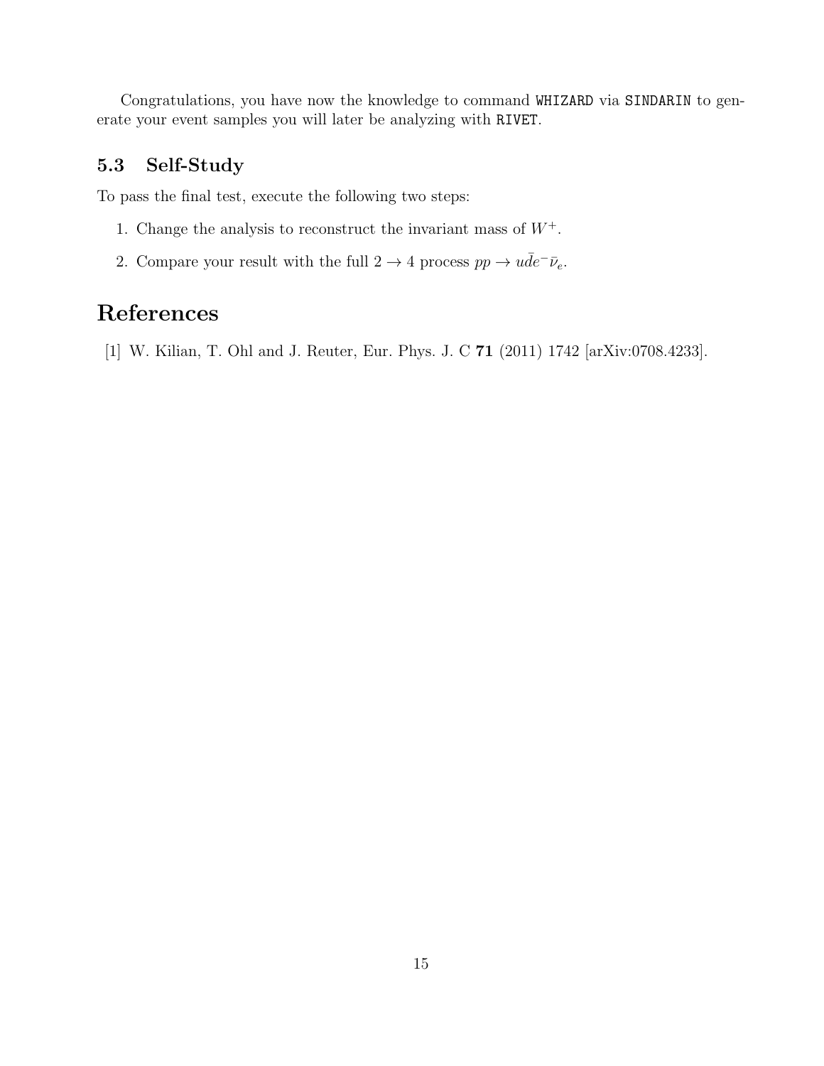Congratulations, you have now the knowledge to command WHIZARD via SINDARIN to generate your event samples you will later be analyzing with RIVET.

### 5.3 Self-Study

To pass the final test, execute the following two steps:

1. Change the analysis to reconstruct the invariant mass of $W^+$.
2. Compare your result with the full $2 \to 4$ process $pp \to u\bar{d}e^-\bar{\nu}_e$.

## References

[1] W. Kilian, T. Ohl and J. Reuter, Eur. Phys. J. C **71** (2011) 1742 [arXiv:0708.4233].